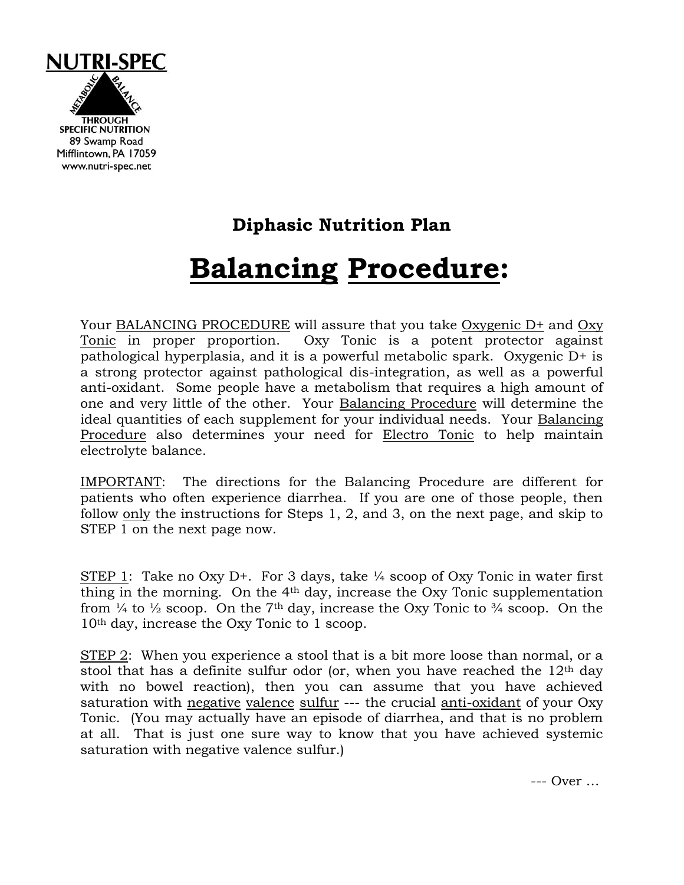**NUTRI-SPEC**

METABOLIC BALANCE THROUGH SPECIFIC NUTRITION
89 Swamp Road
Mifflintown, PA 17059
www.nutri-spec.net

### Diphasic Nutrition Plan

# Balancing Procedure:

Your BALANCING PROCEDURE will assure that you take Oxygenic D+ and Oxy Tonic in proper proportion. Oxy Tonic is a potent protector against pathological hyperplasia, and it is a powerful metabolic spark. Oxygenic D+ is a strong protector against pathological dis-integration, as well as a powerful anti-oxidant. Some people have a metabolism that requires a high amount of one and very little of the other. Your Balancing Procedure will determine the ideal quantities of each supplement for your individual needs. Your Balancing Procedure also determines your need for Electro Tonic to help maintain electrolyte balance.

IMPORTANT: The directions for the Balancing Procedure are different for patients who often experience diarrhea. If you are one of those people, then follow only the instructions for Steps 1, 2, and 3, on the next page, and skip to STEP 1 on the next page now.

STEP 1: Take no Oxy D+. For 3 days, take ¼ scoop of Oxy Tonic in water first thing in the morning. On the 4th day, increase the Oxy Tonic supplementation from ¼ to ½ scoop. On the 7th day, increase the Oxy Tonic to ¾ scoop. On the 10th day, increase the Oxy Tonic to 1 scoop.

STEP 2: When you experience a stool that is a bit more loose than normal, or a stool that has a definite sulfur odor (or, when you have reached the 12th day with no bowel reaction), then you can assume that you have achieved saturation with negative valence sulfur --- the crucial anti-oxidant of your Oxy Tonic. (You may actually have an episode of diarrhea, and that is no problem at all. That is just one sure way to know that you have achieved systemic saturation with negative valence sulfur.)

--- Over …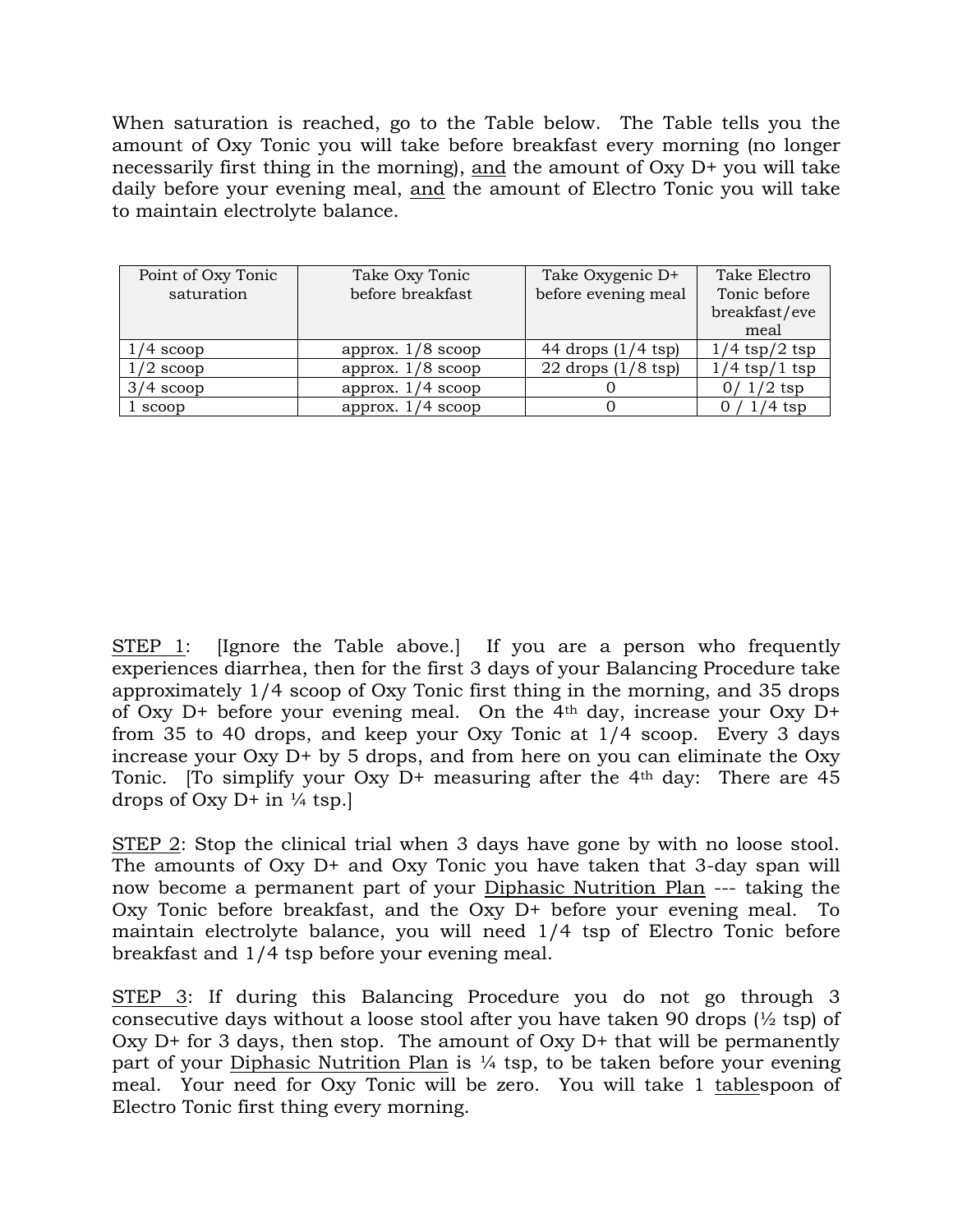When saturation is reached, go to the Table below. The Table tells you the amount of Oxy Tonic you will take before breakfast every morning (no longer necessarily first thing in the morning), <u>and</u> the amount of Oxy D+ you will take daily before your evening meal, <u>and</u> the amount of Electro Tonic you will take to maintain electrolyte balance.

| Point of Oxy Tonic saturation | Take Oxy Tonic before breakfast | Take Oxygenic D+ before evening meal | Take Electro Tonic before breakfast/eve meal |
|---|---|---|---|
| 1/4 scoop | approx. 1/8 scoop | 44 drops (1/4 tsp) | 1/4 tsp/2 tsp |
| 1/2 scoop | approx. 1/8 scoop | 22 drops (1/8 tsp) | 1/4 tsp/1 tsp |
| 3/4 scoop | approx. 1/4 scoop | 0 | 0/ 1/2 tsp |
| 1 scoop | approx. 1/4 scoop | 0 | 0 / 1/4 tsp |

<u>STEP 1</u>: [Ignore the Table above.] If you are a person who frequently experiences diarrhea, then for the first 3 days of your Balancing Procedure take approximately 1/4 scoop of Oxy Tonic first thing in the morning, and 35 drops of Oxy D+ before your evening meal. On the 4th day, increase your Oxy D+ from 35 to 40 drops, and keep your Oxy Tonic at 1/4 scoop. Every 3 days increase your Oxy D+ by 5 drops, and from here on you can eliminate the Oxy Tonic. [To simplify your Oxy D+ measuring after the 4th day: There are 45 drops of Oxy D+ in ¼ tsp.]

<u>STEP 2</u>: Stop the clinical trial when 3 days have gone by with no loose stool. The amounts of Oxy D+ and Oxy Tonic you have taken that 3-day span will now become a permanent part of your <u>Diphasic Nutrition Plan</u> --- taking the Oxy Tonic before breakfast, and the Oxy D+ before your evening meal. To maintain electrolyte balance, you will need 1/4 tsp of Electro Tonic before breakfast and 1/4 tsp before your evening meal.

<u>STEP 3</u>: If during this Balancing Procedure you do not go through 3 consecutive days without a loose stool after you have taken 90 drops (½ tsp) of Oxy D+ for 3 days, then stop. The amount of Oxy D+ that will be permanently part of your <u>Diphasic Nutrition Plan</u> is ¼ tsp, to be taken before your evening meal. Your need for Oxy Tonic will be zero. You will take 1 <u>table</u>spoon of Electro Tonic first thing every morning.